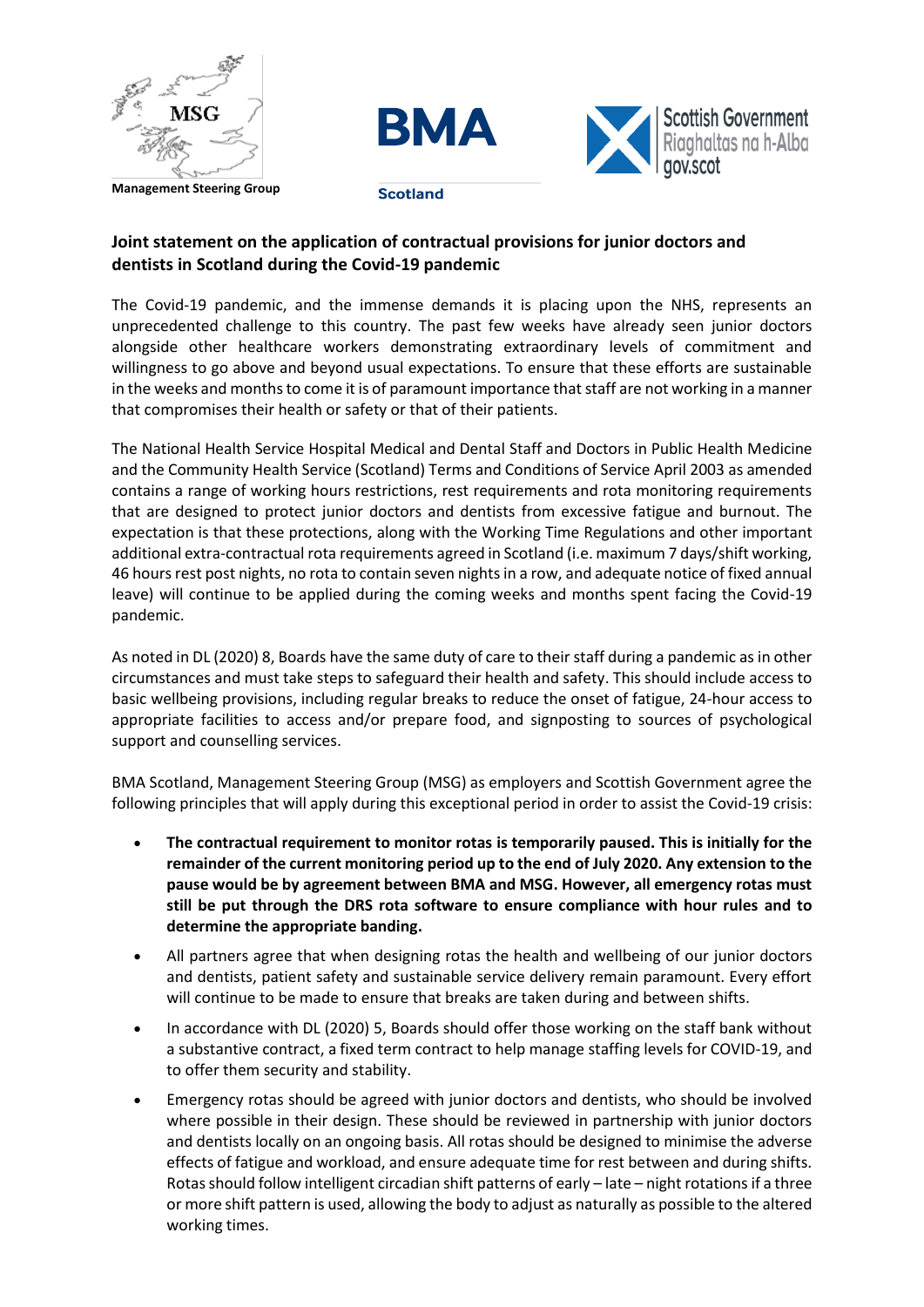Management Steering Group

BMA Scotland

Scottish Government Riaghaltas na h-Alba gov.scot

**Joint statement on the application of contractual provisions for junior doctors and dentists in Scotland during the Covid-19 pandemic**

The Covid-19 pandemic, and the immense demands it is placing upon the NHS, represents an unprecedented challenge to this country. The past few weeks have already seen junior doctors alongside other healthcare workers demonstrating extraordinary levels of commitment and willingness to go above and beyond usual expectations. To ensure that these efforts are sustainable in the weeks and months to come it is of paramount importance that staff are not working in a manner that compromises their health or safety or that of their patients.

The National Health Service Hospital Medical and Dental Staff and Doctors in Public Health Medicine and the Community Health Service (Scotland) Terms and Conditions of Service April 2003 as amended contains a range of working hours restrictions, rest requirements and rota monitoring requirements that are designed to protect junior doctors and dentists from excessive fatigue and burnout. The expectation is that these protections, along with the Working Time Regulations and other important additional extra-contractual rota requirements agreed in Scotland (i.e. maximum 7 days/shift working, 46 hours rest post nights, no rota to contain seven nights in a row, and adequate notice of fixed annual leave) will continue to be applied during the coming weeks and months spent facing the Covid-19 pandemic.

As noted in DL (2020) 8, Boards have the same duty of care to their staff during a pandemic as in other circumstances and must take steps to safeguard their health and safety. This should include access to basic wellbeing provisions, including regular breaks to reduce the onset of fatigue, 24-hour access to appropriate facilities to access and/or prepare food, and signposting to sources of psychological support and counselling services.

BMA Scotland, Management Steering Group (MSG) as employers and Scottish Government agree the following principles that will apply during this exceptional period in order to assist the Covid-19 crisis:

- **The contractual requirement to monitor rotas is temporarily paused. This is initially for the remainder of the current monitoring period up to the end of July 2020. Any extension to the pause would be by agreement between BMA and MSG. However, all emergency rotas must still be put through the DRS rota software to ensure compliance with hour rules and to determine the appropriate banding.**
- All partners agree that when designing rotas the health and wellbeing of our junior doctors and dentists, patient safety and sustainable service delivery remain paramount. Every effort will continue to be made to ensure that breaks are taken during and between shifts.
- In accordance with DL (2020) 5, Boards should offer those working on the staff bank without a substantive contract, a fixed term contract to help manage staffing levels for COVID-19, and to offer them security and stability.
- Emergency rotas should be agreed with junior doctors and dentists, who should be involved where possible in their design. These should be reviewed in partnership with junior doctors and dentists locally on an ongoing basis. All rotas should be designed to minimise the adverse effects of fatigue and workload, and ensure adequate time for rest between and during shifts. Rotas should follow intelligent circadian shift patterns of early – late – night rotations if a three or more shift pattern is used, allowing the body to adjust as naturally as possible to the altered working times.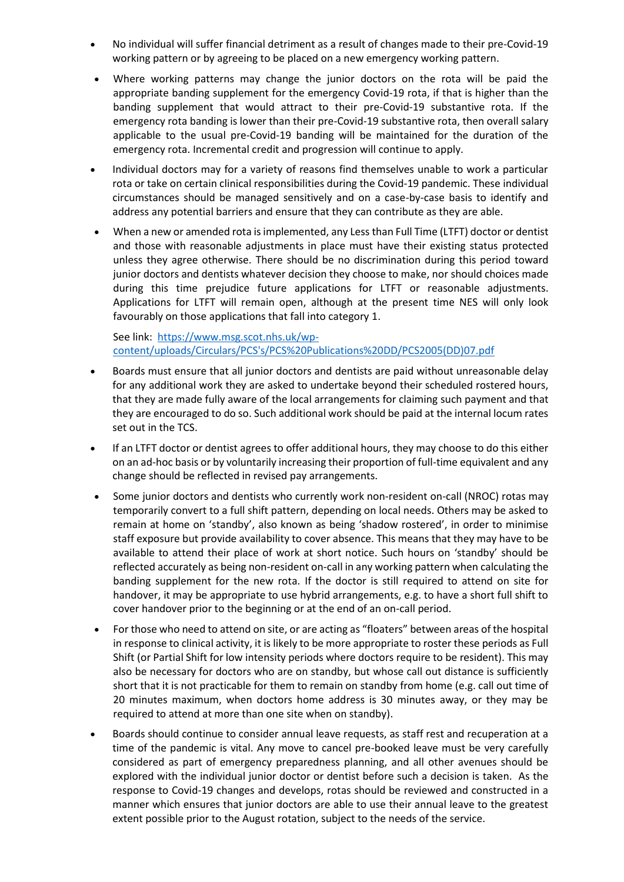- No individual will suffer financial detriment as a result of changes made to their pre-Covid-19 working pattern or by agreeing to be placed on a new emergency working pattern.
- Where working patterns may change the junior doctors on the rota will be paid the appropriate banding supplement for the emergency Covid-19 rota, if that is higher than the banding supplement that would attract to their pre-Covid-19 substantive rota. If the emergency rota banding is lower than their pre-Covid-19 substantive rota, then overall salary applicable to the usual pre-Covid-19 banding will be maintained for the duration of the emergency rota. Incremental credit and progression will continue to apply.
- Individual doctors may for a variety of reasons find themselves unable to work a particular rota or take on certain clinical responsibilities during the Covid-19 pandemic. These individual circumstances should be managed sensitively and on a case-by-case basis to identify and address any potential barriers and ensure that they can contribute as they are able.
- When a new or amended rota is implemented, any Less than Full Time (LTFT) doctor or dentist and those with reasonable adjustments in place must have their existing status protected unless they agree otherwise. There should be no discrimination during this period toward junior doctors and dentists whatever decision they choose to make, nor should choices made during this time prejudice future applications for LTFT or reasonable adjustments. Applications for LTFT will remain open, although at the present time NES will only look favourably on those applications that fall into category 1.

  See link: [https://www.msg.scot.nhs.uk/wp-content/uploads/Circulars/PCS's/PCS%20Publications%20DD/PCS2005(DD)07.pdf](https://www.msg.scot.nhs.uk/wp-content/uploads/Circulars/PCS's/PCS%20Publications%20DD/PCS2005(DD)07.pdf)

- Boards must ensure that all junior doctors and dentists are paid without unreasonable delay for any additional work they are asked to undertake beyond their scheduled rostered hours, that they are made fully aware of the local arrangements for claiming such payment and that they are encouraged to do so. Such additional work should be paid at the internal locum rates set out in the TCS.
- If an LTFT doctor or dentist agrees to offer additional hours, they may choose to do this either on an ad-hoc basis or by voluntarily increasing their proportion of full-time equivalent and any change should be reflected in revised pay arrangements.
- Some junior doctors and dentists who currently work non-resident on-call (NROC) rotas may temporarily convert to a full shift pattern, depending on local needs. Others may be asked to remain at home on 'standby', also known as being 'shadow rostered', in order to minimise staff exposure but provide availability to cover absence. This means that they may have to be available to attend their place of work at short notice. Such hours on 'standby' should be reflected accurately as being non-resident on-call in any working pattern when calculating the banding supplement for the new rota. If the doctor is still required to attend on site for handover, it may be appropriate to use hybrid arrangements, e.g. to have a short full shift to cover handover prior to the beginning or at the end of an on-call period.
- For those who need to attend on site, or are acting as "floaters" between areas of the hospital in response to clinical activity, it is likely to be more appropriate to roster these periods as Full Shift (or Partial Shift for low intensity periods where doctors require to be resident). This may also be necessary for doctors who are on standby, but whose call out distance is sufficiently short that it is not practicable for them to remain on standby from home (e.g. call out time of 20 minutes maximum, when doctors home address is 30 minutes away, or they may be required to attend at more than one site when on standby).
- Boards should continue to consider annual leave requests, as staff rest and recuperation at a time of the pandemic is vital. Any move to cancel pre-booked leave must be very carefully considered as part of emergency preparedness planning, and all other avenues should be explored with the individual junior doctor or dentist before such a decision is taken. As the response to Covid-19 changes and develops, rotas should be reviewed and constructed in a manner which ensures that junior doctors are able to use their annual leave to the greatest extent possible prior to the August rotation, subject to the needs of the service.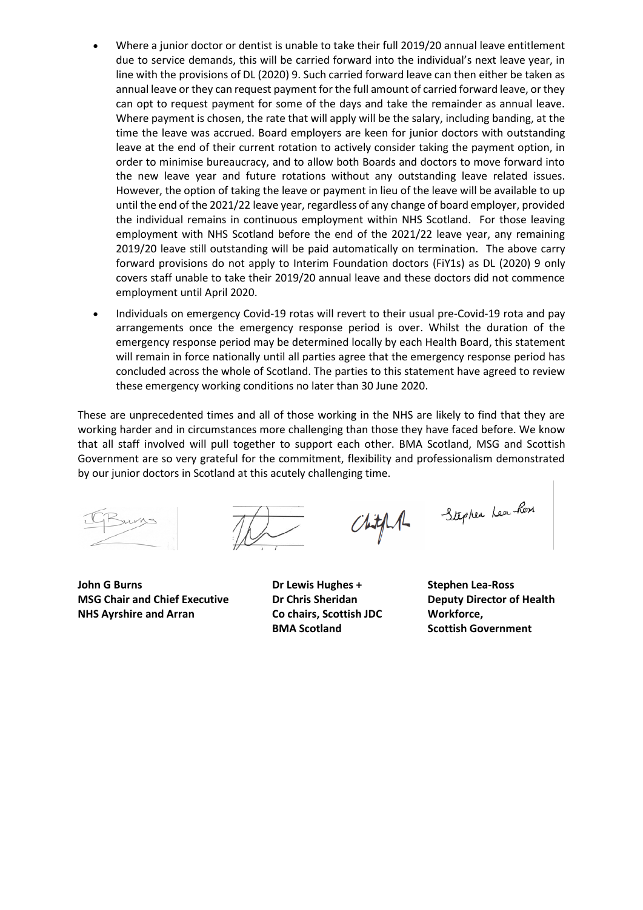- Where a junior doctor or dentist is unable to take their full 2019/20 annual leave entitlement due to service demands, this will be carried forward into the individual's next leave year, in line with the provisions of DL (2020) 9. Such carried forward leave can then either be taken as annual leave or they can request payment for the full amount of carried forward leave, or they can opt to request payment for some of the days and take the remainder as annual leave. Where payment is chosen, the rate that will apply will be the salary, including banding, at the time the leave was accrued. Board employers are keen for junior doctors with outstanding leave at the end of their current rotation to actively consider taking the payment option, in order to minimise bureaucracy, and to allow both Boards and doctors to move forward into the new leave year and future rotations without any outstanding leave related issues. However, the option of taking the leave or payment in lieu of the leave will be available to up until the end of the 2021/22 leave year, regardless of any change of board employer, provided the individual remains in continuous employment within NHS Scotland. For those leaving employment with NHS Scotland before the end of the 2021/22 leave year, any remaining 2019/20 leave still outstanding will be paid automatically on termination. The above carry forward provisions do not apply to Interim Foundation doctors (FiY1s) as DL (2020) 9 only covers staff unable to take their 2019/20 annual leave and these doctors did not commence employment until April 2020.
- Individuals on emergency Covid-19 rotas will revert to their usual pre-Covid-19 rota and pay arrangements once the emergency response period is over. Whilst the duration of the emergency response period may be determined locally by each Health Board, this statement will remain in force nationally until all parties agree that the emergency response period has concluded across the whole of Scotland. The parties to this statement have agreed to review these emergency working conditions no later than 30 June 2020.

These are unprecedented times and all of those working in the NHS are likely to find that they are working harder and in circumstances more challenging than those they have faced before. We know that all staff involved will pull together to support each other. BMA Scotland, MSG and Scottish Government are so very grateful for the commitment, flexibility and professionalism demonstrated by our junior doctors in Scotland at this acutely challenging time.

**John G Burns**
**MSG Chair and Chief Executive**
**NHS Ayrshire and Arran**

**Dr Lewis Hughes +**
**Dr Chris Sheridan**
**Co chairs, Scottish JDC**
**BMA Scotland**

**Stephen Lea-Ross**
**Deputy Director of Health Workforce,**
**Scottish Government**